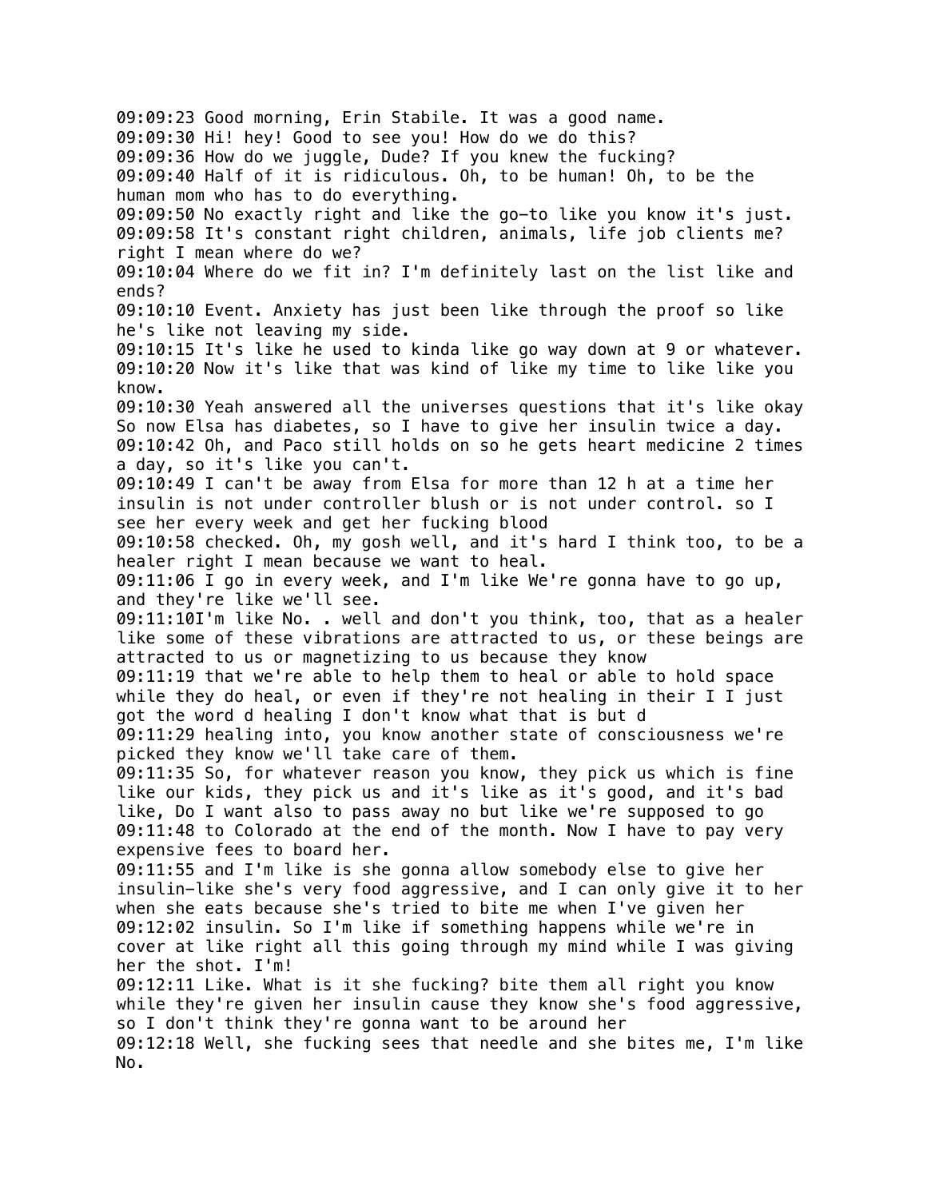09:09:23 Good morning, Erin Stabile. It was a good name.
09:09:30 Hi! hey! Good to see you! How do we do this?
09:09:36 How do we juggle, Dude? If you knew the fucking?
09:09:40 Half of it is ridiculous. Oh, to be human! Oh, to be the human mom who has to do everything.
09:09:50 No exactly right and like the go-to like you know it's just.
09:09:58 It's constant right children, animals, life job clients me? right I mean where do we?
09:10:04 Where do we fit in? I'm definitely last on the list like and ends?
09:10:10 Event. Anxiety has just been like through the proof so like he's like not leaving my side.
09:10:15 It's like he used to kinda like go way down at 9 or whatever.
09:10:20 Now it's like that was kind of like my time to like like you know.
09:10:30 Yeah answered all the universes questions that it's like okay So now Elsa has diabetes, so I have to give her insulin twice a day.
09:10:42 Oh, and Paco still holds on so he gets heart medicine 2 times a day, so it's like you can't.
09:10:49 I can't be away from Elsa for more than 12 h at a time her insulin is not under controller blush or is not under control. so I see her every week and get her fucking blood
09:10:58 checked. Oh, my gosh well, and it's hard I think too, to be a healer right I mean because we want to heal.
09:11:06 I go in every week, and I'm like We're gonna have to go up, and they're like we'll see.
09:11:10I'm like No. . well and don't you think, too, that as a healer like some of these vibrations are attracted to us, or these beings are attracted to us or magnetizing to us because they know
09:11:19 that we're able to help them to heal or able to hold space while they do heal, or even if they're not healing in their I I just got the word d healing I don't know what that is but d
09:11:29 healing into, you know another state of consciousness we're picked they know we'll take care of them.
09:11:35 So, for whatever reason you know, they pick us which is fine like our kids, they pick us and it's like as it's good, and it's bad like, Do I want also to pass away no but like we're supposed to go
09:11:48 to Colorado at the end of the month. Now I have to pay very expensive fees to board her.
09:11:55 and I'm like is she gonna allow somebody else to give her insulin—like she's very food aggressive, and I can only give it to her when she eats because she's tried to bite me when I've given her
09:12:02 insulin. So I'm like if something happens while we're in cover at like right all this going through my mind while I was giving her the shot. I'm!
09:12:11 Like. What is it she fucking? bite them all right you know while they're given her insulin cause they know she's food aggressive, so I don't think they're gonna want to be around her
09:12:18 Well, she fucking sees that needle and she bites me, I'm like No.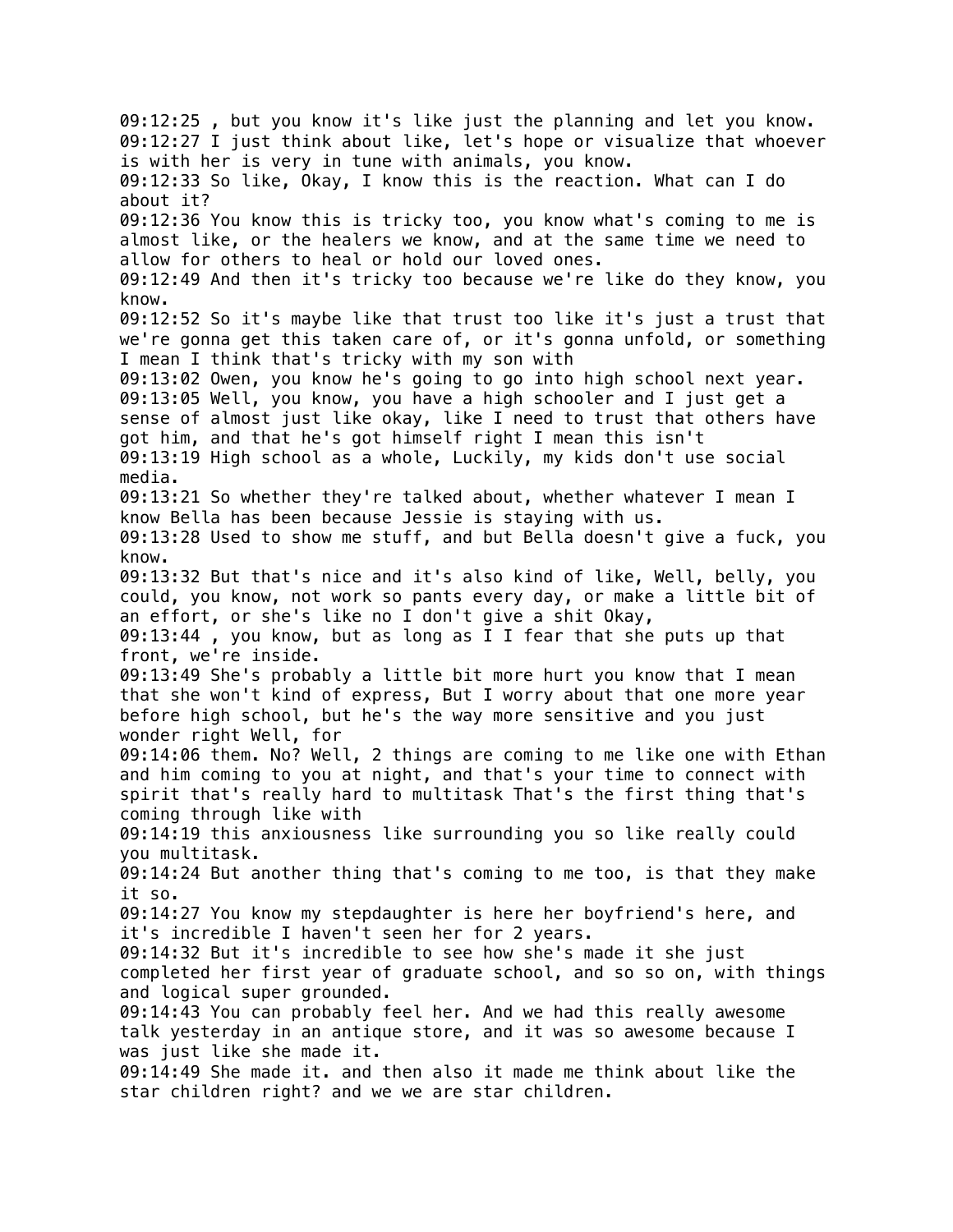09:12:25 , but you know it's like just the planning and let you know.
09:12:27 I just think about like, let's hope or visualize that whoever is with her is very in tune with animals, you know.
09:12:33 So like, Okay, I know this is the reaction. What can I do about it?
09:12:36 You know this is tricky too, you know what's coming to me is almost like, or the healers we know, and at the same time we need to allow for others to heal or hold our loved ones.
09:12:49 And then it's tricky too because we're like do they know, you know.
09:12:52 So it's maybe like that trust too like it's just a trust that we're gonna get this taken care of, or it's gonna unfold, or something I mean I think that's tricky with my son with
09:13:02 Owen, you know he's going to go into high school next year.
09:13:05 Well, you know, you have a high schooler and I just get a sense of almost just like okay, like I need to trust that others have got him, and that he's got himself right I mean this isn't
09:13:19 High school as a whole, Luckily, my kids don't use social media.
09:13:21 So whether they're talked about, whether whatever I mean I know Bella has been because Jessie is staying with us.
09:13:28 Used to show me stuff, and but Bella doesn't give a fuck, you know.
09:13:32 But that's nice and it's also kind of like, Well, belly, you could, you know, not work so pants every day, or make a little bit of an effort, or she's like no I don't give a shit Okay,
09:13:44 , you know, but as long as I I fear that she puts up that front, we're inside.
09:13:49 She's probably a little bit more hurt you know that I mean that she won't kind of express, But I worry about that one more year before high school, but he's the way more sensitive and you just wonder right Well, for
09:14:06 them. No? Well, 2 things are coming to me like one with Ethan and him coming to you at night, and that's your time to connect with spirit that's really hard to multitask That's the first thing that's coming through like with
09:14:19 this anxiousness like surrounding you so like really could you multitask.
09:14:24 But another thing that's coming to me too, is that they make it so.
09:14:27 You know my stepdaughter is here her boyfriend's here, and it's incredible I haven't seen her for 2 years.
09:14:32 But it's incredible to see how she's made it she just completed her first year of graduate school, and so so on, with things and logical super grounded.
09:14:43 You can probably feel her. And we had this really awesome talk yesterday in an antique store, and it was so awesome because I was just like she made it.
09:14:49 She made it. and then also it made me think about like the star children right? and we we are star children.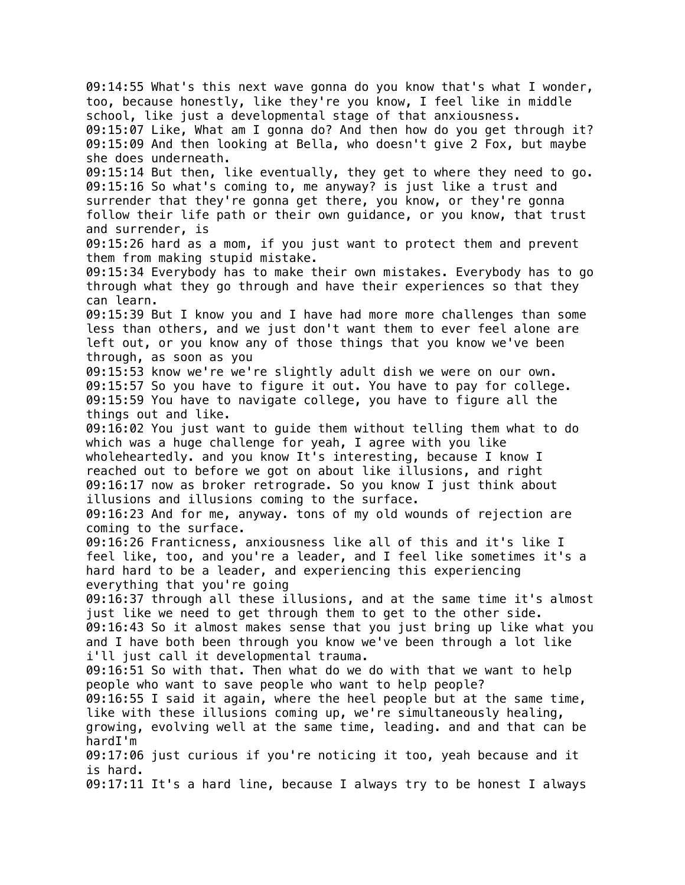09:14:55 What's this next wave gonna do you know that's what I wonder, too, because honestly, like they're you know, I feel like in middle school, like just a developmental stage of that anxiousness.
09:15:07 Like, What am I gonna do? And then how do you get through it?
09:15:09 And then looking at Bella, who doesn't give 2 Fox, but maybe she does underneath.
09:15:14 But then, like eventually, they get to where they need to go.
09:15:16 So what's coming to, me anyway? is just like a trust and surrender that they're gonna get there, you know, or they're gonna follow their life path or their own guidance, or you know, that trust and surrender, is
09:15:26 hard as a mom, if you just want to protect them and prevent them from making stupid mistake.
09:15:34 Everybody has to make their own mistakes. Everybody has to go through what they go through and have their experiences so that they can learn.
09:15:39 But I know you and I have had more more challenges than some less than others, and we just don't want them to ever feel alone are left out, or you know any of those things that you know we've been through, as soon as you
09:15:53 know we're we're slightly adult dish we were on our own.
09:15:57 So you have to figure it out. You have to pay for college.
09:15:59 You have to navigate college, you have to figure all the things out and like.
09:16:02 You just want to guide them without telling them what to do which was a huge challenge for yeah, I agree with you like wholeheartedly. and you know It's interesting, because I know I reached out to before we got on about like illusions, and right
09:16:17 now as broker retrograde. So you know I just think about illusions and illusions coming to the surface.
09:16:23 And for me, anyway. tons of my old wounds of rejection are coming to the surface.
09:16:26 Franticness, anxiousness like all of this and it's like I feel like, too, and you're a leader, and I feel like sometimes it's a hard hard to be a leader, and experiencing this experiencing everything that you're going
09:16:37 through all these illusions, and at the same time it's almost just like we need to get through them to get to the other side.
09:16:43 So it almost makes sense that you just bring up like what you and I have both been through you know we've been through a lot like i'll just call it developmental trauma.
09:16:51 So with that. Then what do we do with that we want to help people who want to save people who want to help people?
09:16:55 I said it again, where the heel people but at the same time, like with these illusions coming up, we're simultaneously healing, growing, evolving well at the same time, leading. and and that can be hardI'm
09:17:06 just curious if you're noticing it too, yeah because and it is hard.
09:17:11 It's a hard line, because I always try to be honest I always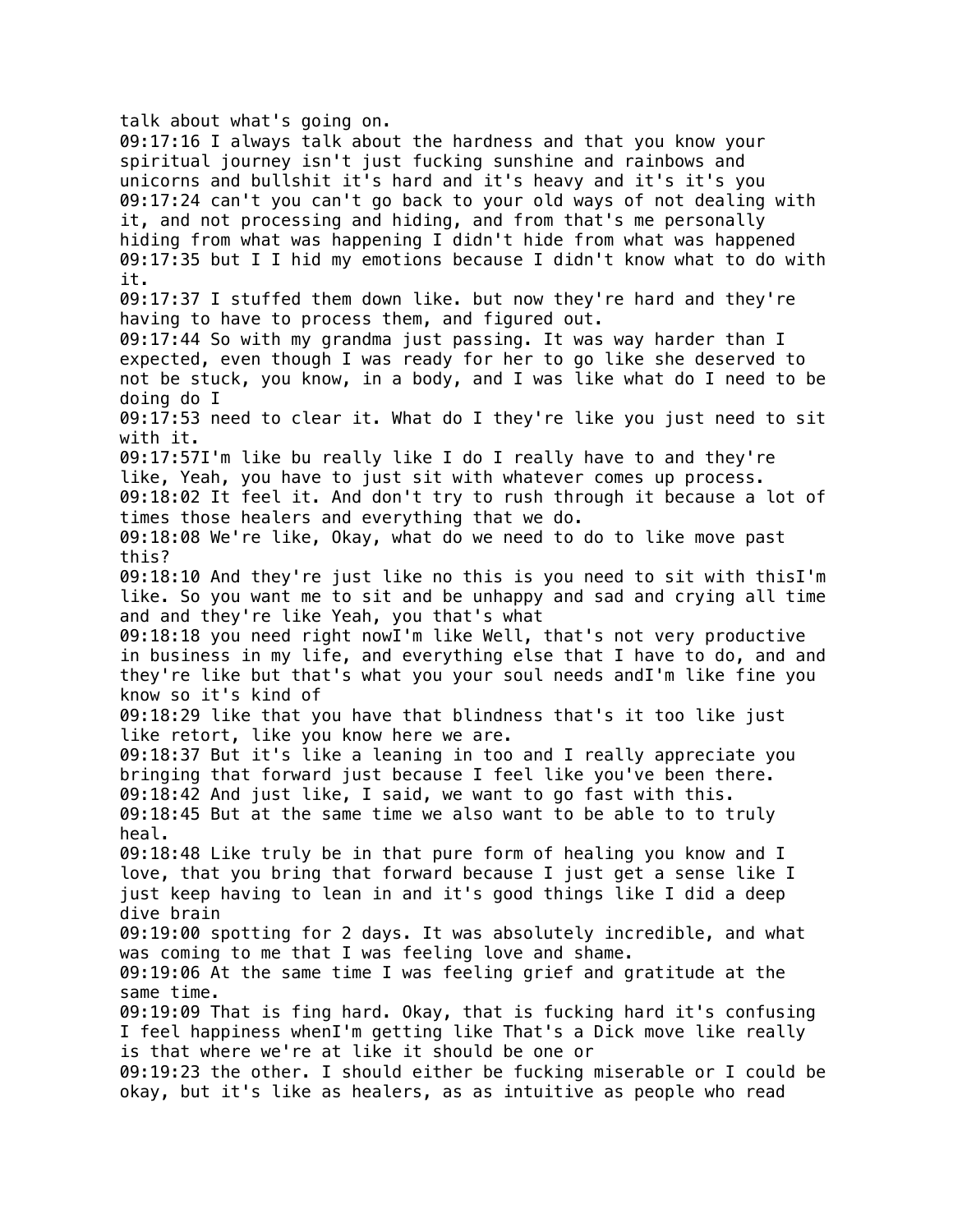talk about what's going on.
09:17:16 I always talk about the hardness and that you know your spiritual journey isn't just fucking sunshine and rainbows and unicorns and bullshit it's hard and it's heavy and it's it's you
09:17:24 can't you can't go back to your old ways of not dealing with it, and not processing and hiding, and from that's me personally hiding from what was happening I didn't hide from what was happened
09:17:35 but I I hid my emotions because I didn't know what to do with it.
09:17:37 I stuffed them down like. but now they're hard and they're having to have to process them, and figured out.
09:17:44 So with my grandma just passing. It was way harder than I expected, even though I was ready for her to go like she deserved to not be stuck, you know, in a body, and I was like what do I need to be doing do I
09:17:53 need to clear it. What do I they're like you just need to sit with it.
09:17:57I'm like bu really like I do I really have to and they're like, Yeah, you have to just sit with whatever comes up process.
09:18:02 It feel it. And don't try to rush through it because a lot of times those healers and everything that we do.
09:18:08 We're like, Okay, what do we need to do to like move past this?
09:18:10 And they're just like no this is you need to sit with thisI'm like. So you want me to sit and be unhappy and sad and crying all time and and they're like Yeah, you that's what
09:18:18 you need right nowI'm like Well, that's not very productive in business in my life, and everything else that I have to do, and and they're like but that's what you your soul needs andI'm like fine you know so it's kind of
09:18:29 like that you have that blindness that's it too like just like retort, like you know here we are.
09:18:37 But it's like a leaning in too and I really appreciate you bringing that forward just because I feel like you've been there.
09:18:42 And just like, I said, we want to go fast with this.
09:18:45 But at the same time we also want to be able to to truly heal.
09:18:48 Like truly be in that pure form of healing you know and I love, that you bring that forward because I just get a sense like I just keep having to lean in and it's good things like I did a deep dive brain
09:19:00 spotting for 2 days. It was absolutely incredible, and what was coming to me that I was feeling love and shame.
09:19:06 At the same time I was feeling grief and gratitude at the same time.
09:19:09 That is fing hard. Okay, that is fucking hard it's confusing I feel happiness whenI'm getting like That's a Dick move like really is that where we're at like it should be one or
09:19:23 the other. I should either be fucking miserable or I could be okay, but it's like as healers, as as intuitive as people who read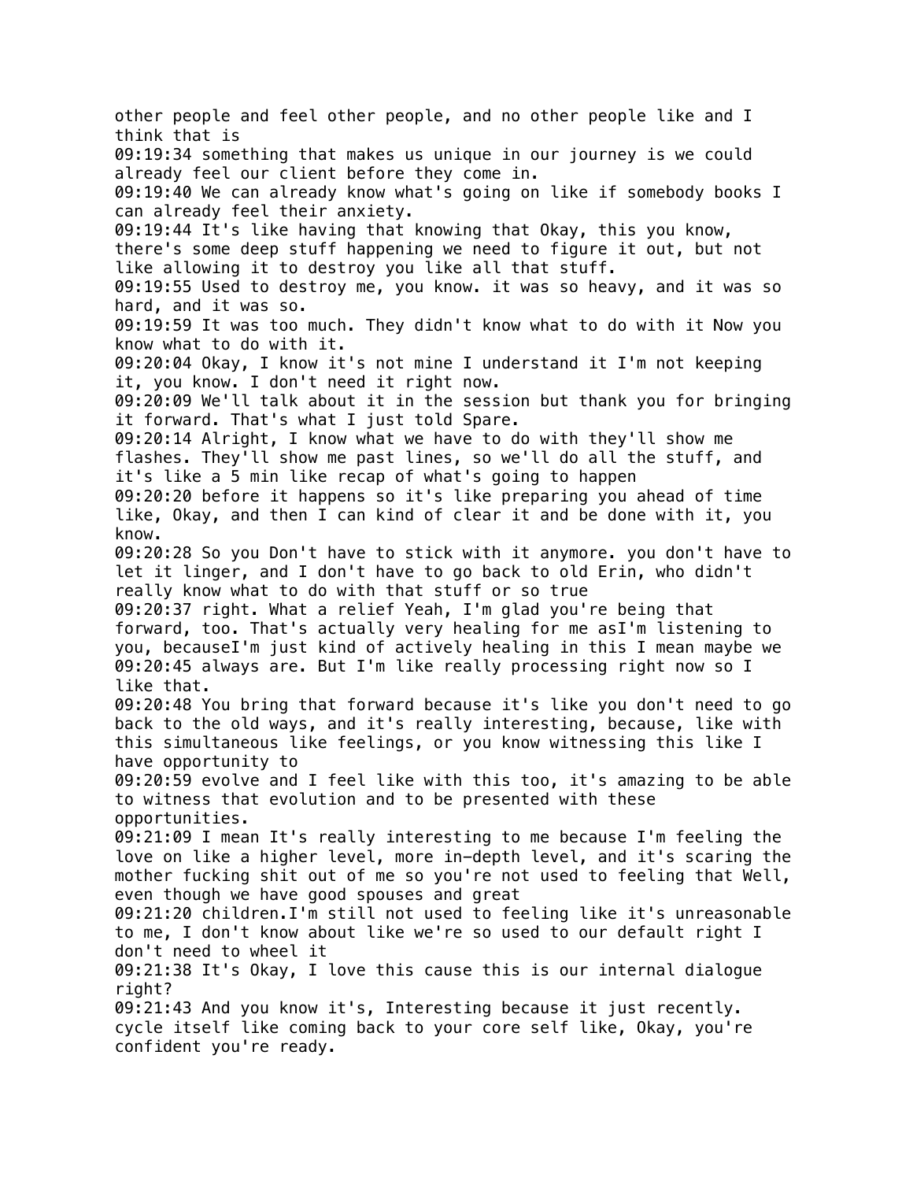other people and feel other people, and no other people like and I think that is
09:19:34 something that makes us unique in our journey is we could already feel our client before they come in.
09:19:40 We can already know what's going on like if somebody books I can already feel their anxiety.
09:19:44 It's like having that knowing that Okay, this you know, there's some deep stuff happening we need to figure it out, but not like allowing it to destroy you like all that stuff.
09:19:55 Used to destroy me, you know. it was so heavy, and it was so hard, and it was so.
09:19:59 It was too much. They didn't know what to do with it Now you know what to do with it.
09:20:04 Okay, I know it's not mine I understand it I'm not keeping it, you know. I don't need it right now.
09:20:09 We'll talk about it in the session but thank you for bringing it forward. That's what I just told Spare.
09:20:14 Alright, I know what we have to do with they'll show me flashes. They'll show me past lines, so we'll do all the stuff, and it's like a 5 min like recap of what's going to happen
09:20:20 before it happens so it's like preparing you ahead of time like, Okay, and then I can kind of clear it and be done with it, you know.
09:20:28 So you Don't have to stick with it anymore. you don't have to let it linger, and I don't have to go back to old Erin, who didn't really know what to do with that stuff or so true
09:20:37 right. What a relief Yeah, I'm glad you're being that forward, too. That's actually very healing for me asI'm listening to you, becauseI'm just kind of actively healing in this I mean maybe we
09:20:45 always are. But I'm like really processing right now so I like that.
09:20:48 You bring that forward because it's like you don't need to go back to the old ways, and it's really interesting, because, like with this simultaneous like feelings, or you know witnessing this like I have opportunity to
09:20:59 evolve and I feel like with this too, it's amazing to be able to witness that evolution and to be presented with these opportunities.
09:21:09 I mean It's really interesting to me because I'm feeling the love on like a higher level, more in-depth level, and it's scaring the mother fucking shit out of me so you're not used to feeling that Well, even though we have good spouses and great
09:21:20 children.I'm still not used to feeling like it's unreasonable to me, I don't know about like we're so used to our default right I don't need to wheel it
09:21:38 It's Okay, I love this cause this is our internal dialogue right?
09:21:43 And you know it's, Interesting because it just recently. cycle itself like coming back to your core self like, Okay, you're confident you're ready.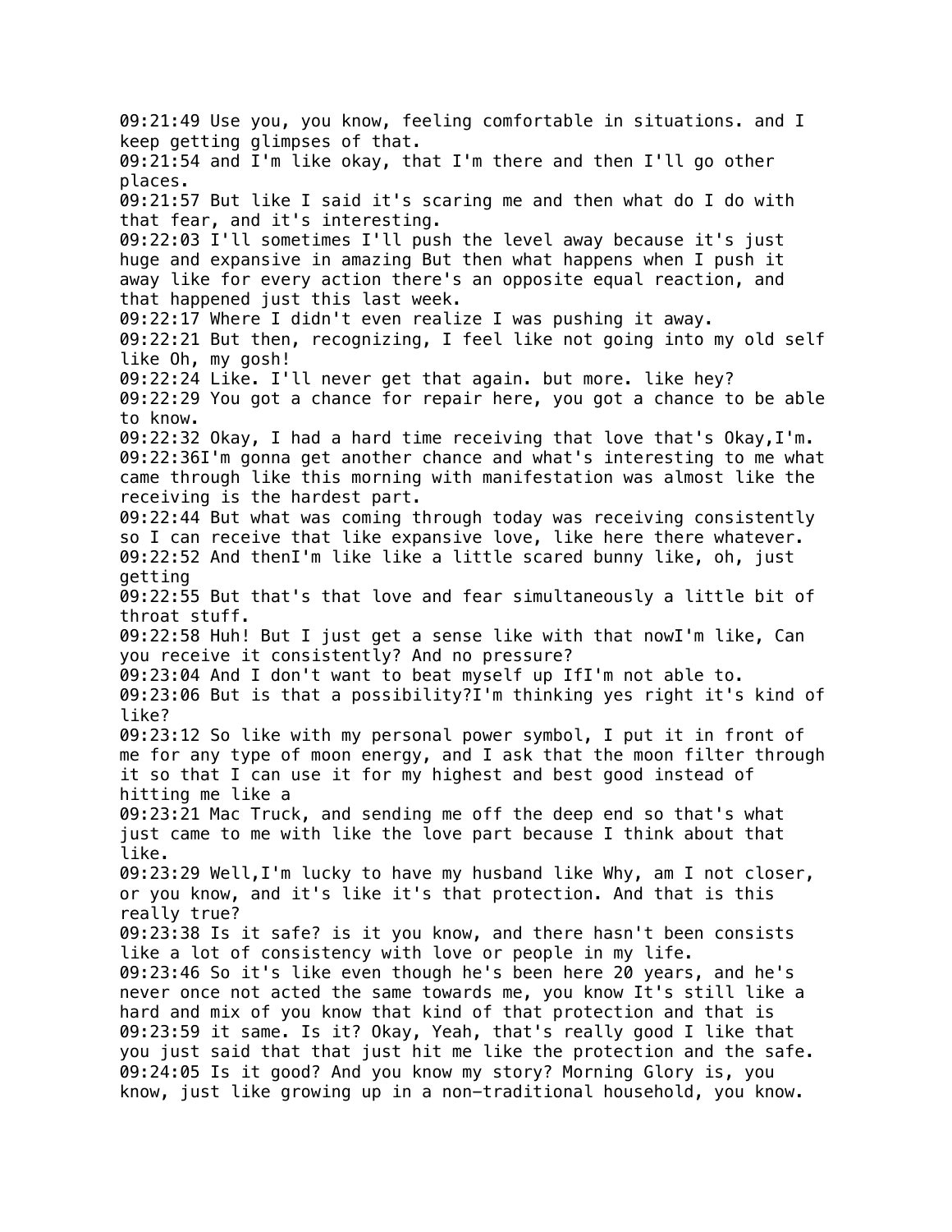09:21:49 Use you, you know, feeling comfortable in situations. and I keep getting glimpses of that.
09:21:54 and I'm like okay, that I'm there and then I'll go other places.
09:21:57 But like I said it's scaring me and then what do I do with that fear, and it's interesting.
09:22:03 I'll sometimes I'll push the level away because it's just huge and expansive in amazing But then what happens when I push it away like for every action there's an opposite equal reaction, and that happened just this last week.
09:22:17 Where I didn't even realize I was pushing it away.
09:22:21 But then, recognizing, I feel like not going into my old self like Oh, my gosh!
09:22:24 Like. I'll never get that again. but more. like hey?
09:22:29 You got a chance for repair here, you got a chance to be able to know.
09:22:32 Okay, I had a hard time receiving that love that's Okay,I'm.
09:22:36I'm gonna get another chance and what's interesting to me what came through like this morning with manifestation was almost like the receiving is the hardest part.
09:22:44 But what was coming through today was receiving consistently so I can receive that like expansive love, like here there whatever.
09:22:52 And thenI'm like like a little scared bunny like, oh, just getting
09:22:55 But that's that love and fear simultaneously a little bit of throat stuff.
09:22:58 Huh! But I just get a sense like with that nowI'm like, Can you receive it consistently? And no pressure?
09:23:04 And I don't want to beat myself up IfI'm not able to.
09:23:06 But is that a possibility?I'm thinking yes right it's kind of like?
09:23:12 So like with my personal power symbol, I put it in front of me for any type of moon energy, and I ask that the moon filter through it so that I can use it for my highest and best good instead of hitting me like a
09:23:21 Mac Truck, and sending me off the deep end so that's what just came to me with like the love part because I think about that like.
09:23:29 Well,I'm lucky to have my husband like Why, am I not closer, or you know, and it's like it's that protection. And that is this really true?
09:23:38 Is it safe? is it you know, and there hasn't been consists like a lot of consistency with love or people in my life.
09:23:46 So it's like even though he's been here 20 years, and he's never once not acted the same towards me, you know It's still like a hard and mix of you know that kind of that protection and that is
09:23:59 it same. Is it? Okay, Yeah, that's really good I like that you just said that that just hit me like the protection and the safe.
09:24:05 Is it good? And you know my story? Morning Glory is, you know, just like growing up in a non-traditional household, you know.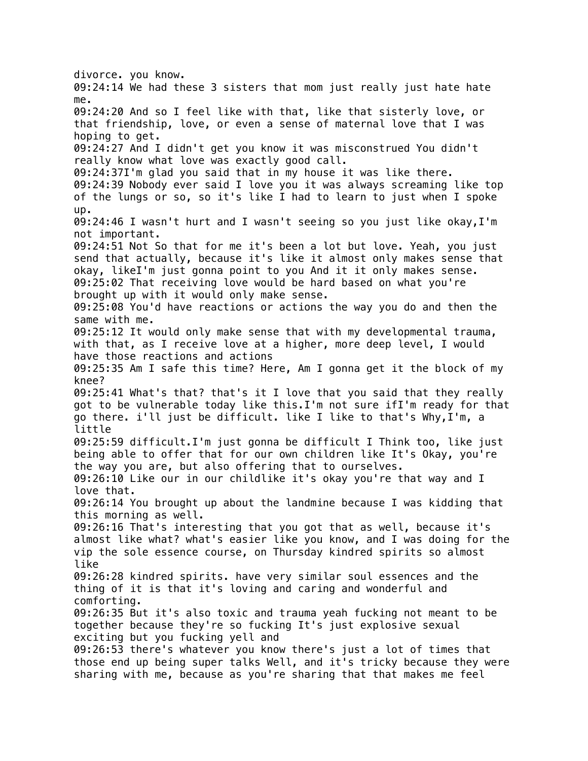divorce. you know.
09:24:14 We had these 3 sisters that mom just really just hate hate me.
09:24:20 And so I feel like with that, like that sisterly love, or that friendship, love, or even a sense of maternal love that I was hoping to get.
09:24:27 And I didn't get you know it was misconstrued You didn't really know what love was exactly good call.
09:24:37I'm glad you said that in my house it was like there.
09:24:39 Nobody ever said I love you it was always screaming like top of the lungs or so, so it's like I had to learn to just when I spoke up.
09:24:46 I wasn't hurt and I wasn't seeing so you just like okay,I'm not important.
09:24:51 Not So that for me it's been a lot but love. Yeah, you just send that actually, because it's like it almost only makes sense that okay, likeI'm just gonna point to you And it it only makes sense.
09:25:02 That receiving love would be hard based on what you're brought up with it would only make sense.
09:25:08 You'd have reactions or actions the way you do and then the same with me.
09:25:12 It would only make sense that with my developmental trauma, with that, as I receive love at a higher, more deep level, I would have those reactions and actions
09:25:35 Am I safe this time? Here, Am I gonna get it the block of my knee?
09:25:41 What's that? that's it I love that you said that they really got to be vulnerable today like this.I'm not sure ifI'm ready for that go there. i'll just be difficult. like I like to that's Why,I'm, a little
09:25:59 difficult.I'm just gonna be difficult I Think too, like just being able to offer that for our own children like It's Okay, you're the way you are, but also offering that to ourselves.
09:26:10 Like our in our childlike it's okay you're that way and I love that.
09:26:14 You brought up about the landmine because I was kidding that this morning as well.
09:26:16 That's interesting that you got that as well, because it's almost like what? what's easier like you know, and I was doing for the vip the sole essence course, on Thursday kindred spirits so almost like
09:26:28 kindred spirits. have very similar soul essences and the thing of it is that it's loving and caring and wonderful and comforting.
09:26:35 But it's also toxic and trauma yeah fucking not meant to be together because they're so fucking It's just explosive sexual exciting but you fucking yell and
09:26:53 there's whatever you know there's just a lot of times that those end up being super talks Well, and it's tricky because they were sharing with me, because as you're sharing that that makes me feel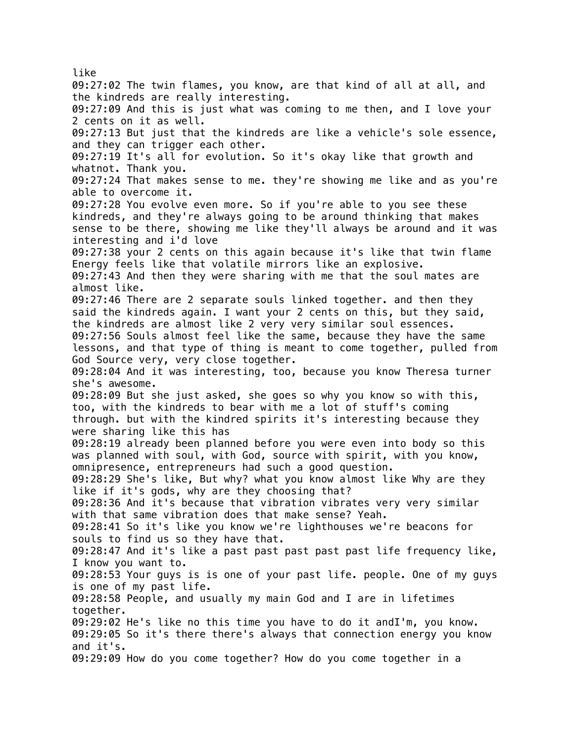like
09:27:02 The twin flames, you know, are that kind of all at all, and the kindreds are really interesting.
09:27:09 And this is just what was coming to me then, and I love your 2 cents on it as well.
09:27:13 But just that the kindreds are like a vehicle's sole essence, and they can trigger each other.
09:27:19 It's all for evolution. So it's okay like that growth and whatnot. Thank you.
09:27:24 That makes sense to me. they're showing me like and as you're able to overcome it.
09:27:28 You evolve even more. So if you're able to you see these kindreds, and they're always going to be around thinking that makes sense to be there, showing me like they'll always be around and it was interesting and i'd love
09:27:38 your 2 cents on this again because it's like that twin flame Energy feels like that volatile mirrors like an explosive.
09:27:43 And then they were sharing with me that the soul mates are almost like.
09:27:46 There are 2 separate souls linked together. and then they said the kindreds again. I want your 2 cents on this, but they said, the kindreds are almost like 2 very very similar soul essences.
09:27:56 Souls almost feel like the same, because they have the same lessons, and that type of thing is meant to come together, pulled from God Source very, very close together.
09:28:04 And it was interesting, too, because you know Theresa turner she's awesome.
09:28:09 But she just asked, she goes so why you know so with this, too, with the kindreds to bear with me a lot of stuff's coming through. but with the kindred spirits it's interesting because they were sharing like this has
09:28:19 already been planned before you were even into body so this was planned with soul, with God, source with spirit, with you know, omnipresence, entrepreneurs had such a good question.
09:28:29 She's like, But why? what you know almost like Why are they like if it's gods, why are they choosing that?
09:28:36 And it's because that vibration vibrates very very similar with that same vibration does that make sense? Yeah.
09:28:41 So it's like you know we're lighthouses we're beacons for souls to find us so they have that.
09:28:47 And it's like a past past past past past life frequency like, I know you want to.
09:28:53 Your guys is is one of your past life. people. One of my guys is one of my past life.
09:28:58 People, and usually my main God and I are in lifetimes together.
09:29:02 He's like no this time you have to do it andI'm, you know.
09:29:05 So it's there there's always that connection energy you know and it's.
09:29:09 How do you come together? How do you come together in a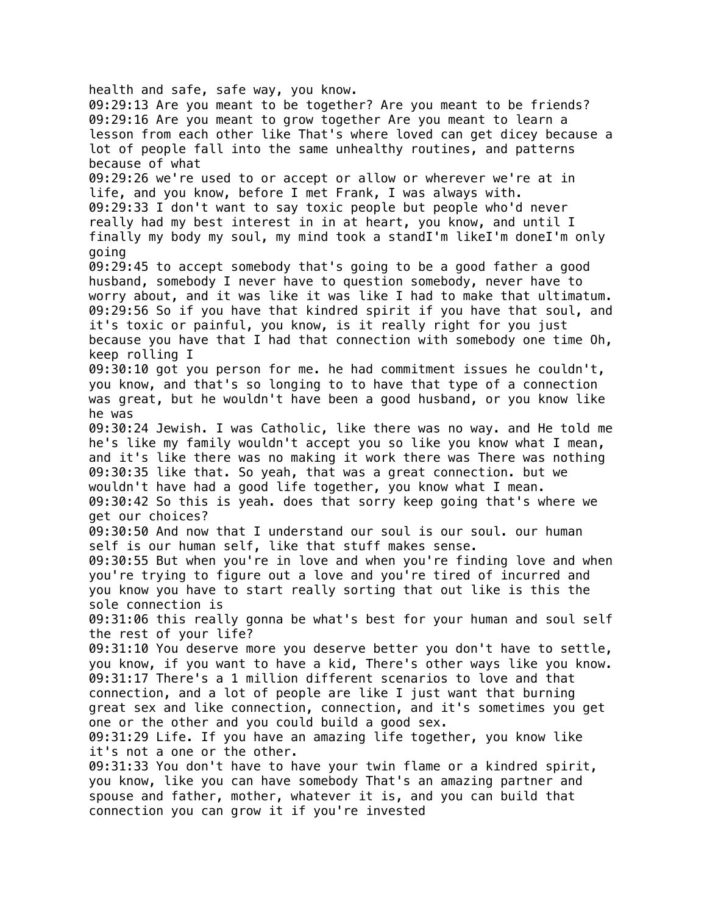health and safe, safe way, you know.
09:29:13 Are you meant to be together? Are you meant to be friends?
09:29:16 Are you meant to grow together Are you meant to learn a lesson from each other like That's where loved can get dicey because a lot of people fall into the same unhealthy routines, and patterns because of what
09:29:26 we're used to or accept or allow or wherever we're at in life, and you know, before I met Frank, I was always with.
09:29:33 I don't want to say toxic people but people who'd never really had my best interest in in at heart, you know, and until I finally my body my soul, my mind took a standI'm likeI'm doneI'm only going
09:29:45 to accept somebody that's going to be a good father a good husband, somebody I never have to question somebody, never have to worry about, and it was like it was like I had to make that ultimatum.
09:29:56 So if you have that kindred spirit if you have that soul, and it's toxic or painful, you know, is it really right for you just because you have that I had that connection with somebody one time Oh, keep rolling I
09:30:10 got you person for me. he had commitment issues he couldn't, you know, and that's so longing to to have that type of a connection was great, but he wouldn't have been a good husband, or you know like he was
09:30:24 Jewish. I was Catholic, like there was no way. and He told me he's like my family wouldn't accept you so like you know what I mean, and it's like there was no making it work there was There was nothing
09:30:35 like that. So yeah, that was a great connection. but we wouldn't have had a good life together, you know what I mean.
09:30:42 So this is yeah. does that sorry keep going that's where we get our choices?
09:30:50 And now that I understand our soul is our soul. our human self is our human self, like that stuff makes sense.
09:30:55 But when you're in love and when you're finding love and when you're trying to figure out a love and you're tired of incurred and you know you have to start really sorting that out like is this the sole connection is
09:31:06 this really gonna be what's best for your human and soul self the rest of your life?
09:31:10 You deserve more you deserve better you don't have to settle, you know, if you want to have a kid, There's other ways like you know.
09:31:17 There's a 1 million different scenarios to love and that connection, and a lot of people are like I just want that burning great sex and like connection, connection, and it's sometimes you get one or the other and you could build a good sex.
09:31:29 Life. If you have an amazing life together, you know like it's not a one or the other.
09:31:33 You don't have to have your twin flame or a kindred spirit, you know, like you can have somebody That's an amazing partner and spouse and father, mother, whatever it is, and you can build that connection you can grow it if you're invested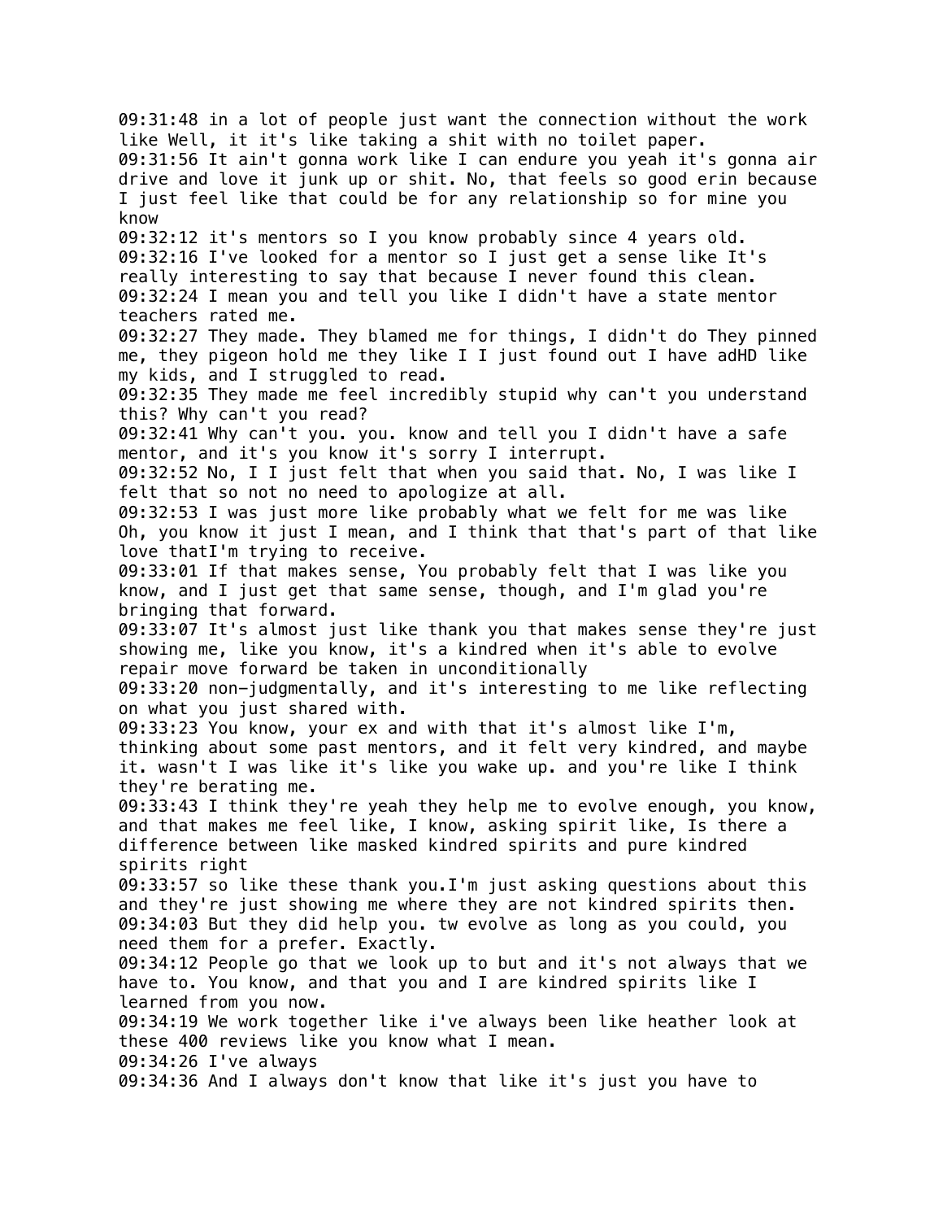09:31:48 in a lot of people just want the connection without the work like Well, it it's like taking a shit with no toilet paper.
09:31:56 It ain't gonna work like I can endure you yeah it's gonna air drive and love it junk up or shit. No, that feels so good erin because I just feel like that could be for any relationship so for mine you know
09:32:12 it's mentors so I you know probably since 4 years old.
09:32:16 I've looked for a mentor so I just get a sense like It's really interesting to say that because I never found this clean.
09:32:24 I mean you and tell you like I didn't have a state mentor teachers rated me.
09:32:27 They made. They blamed me for things, I didn't do They pinned me, they pigeon hold me they like I I just found out I have adHD like my kids, and I struggled to read.
09:32:35 They made me feel incredibly stupid why can't you understand this? Why can't you read?
09:32:41 Why can't you. you. know and tell you I didn't have a safe mentor, and it's you know it's sorry I interrupt.
09:32:52 No, I I just felt that when you said that. No, I was like I felt that so not no need to apologize at all.
09:32:53 I was just more like probably what we felt for me was like Oh, you know it just I mean, and I think that that's part of that like love thatI'm trying to receive.
09:33:01 If that makes sense, You probably felt that I was like you know, and I just get that same sense, though, and I'm glad you're bringing that forward.
09:33:07 It's almost just like thank you that makes sense they're just showing me, like you know, it's a kindred when it's able to evolve repair move forward be taken in unconditionally
09:33:20 non-judgmentally, and it's interesting to me like reflecting on what you just shared with.
09:33:23 You know, your ex and with that it's almost like I'm, thinking about some past mentors, and it felt very kindred, and maybe it. wasn't I was like it's like you wake up. and you're like I think they're berating me.
09:33:43 I think they're yeah they help me to evolve enough, you know, and that makes me feel like, I know, asking spirit like, Is there a difference between like masked kindred spirits and pure kindred spirits right
09:33:57 so like these thank you.I'm just asking questions about this and they're just showing me where they are not kindred spirits then.
09:34:03 But they did help you. tw evolve as long as you could, you need them for a prefer. Exactly.
09:34:12 People go that we look up to but and it's not always that we have to. You know, and that you and I are kindred spirits like I learned from you now.
09:34:19 We work together like i've always been like heather look at these 400 reviews like you know what I mean.
09:34:26 I've always
09:34:36 And I always don't know that like it's just you have to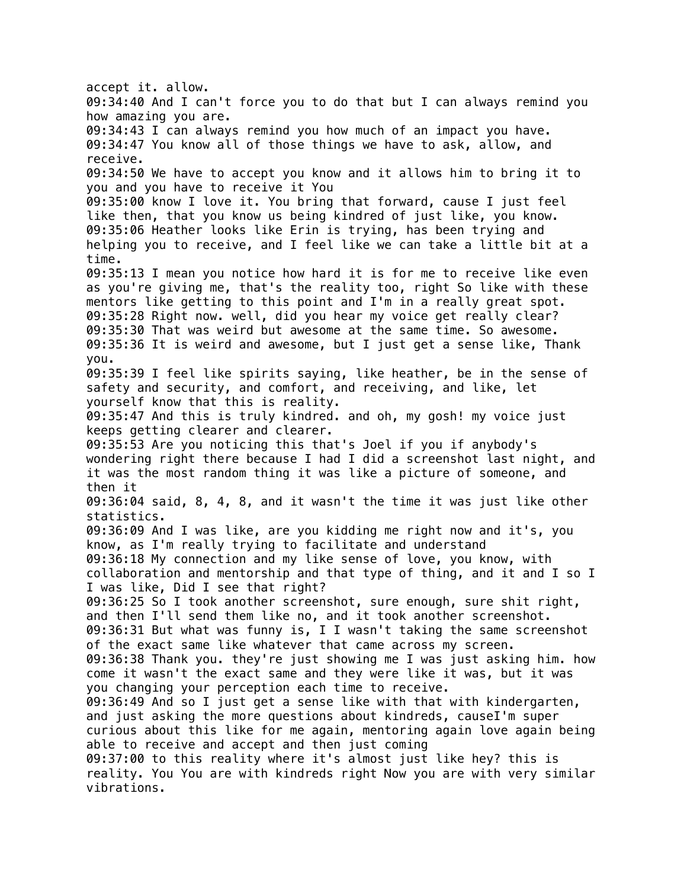accept it. allow.
09:34:40 And I can't force you to do that but I can always remind you how amazing you are.
09:34:43 I can always remind you how much of an impact you have.
09:34:47 You know all of those things we have to ask, allow, and receive.
09:34:50 We have to accept you know and it allows him to bring it to you and you have to receive it You
09:35:00 know I love it. You bring that forward, cause I just feel like then, that you know us being kindred of just like, you know.
09:35:06 Heather looks like Erin is trying, has been trying and helping you to receive, and I feel like we can take a little bit at a time.
09:35:13 I mean you notice how hard it is for me to receive like even as you're giving me, that's the reality too, right So like with these mentors like getting to this point and I'm in a really great spot.
09:35:28 Right now. well, did you hear my voice get really clear?
09:35:30 That was weird but awesome at the same time. So awesome.
09:35:36 It is weird and awesome, but I just get a sense like, Thank you.
09:35:39 I feel like spirits saying, like heather, be in the sense of safety and security, and comfort, and receiving, and like, let yourself know that this is reality.
09:35:47 And this is truly kindred. and oh, my gosh! my voice just keeps getting clearer and clearer.
09:35:53 Are you noticing this that's Joel if you if anybody's wondering right there because I had I did a screenshot last night, and it was the most random thing it was like a picture of someone, and then it
09:36:04 said, 8, 4, 8, and it wasn't the time it was just like other statistics.
09:36:09 And I was like, are you kidding me right now and it's, you know, as I'm really trying to facilitate and understand
09:36:18 My connection and my like sense of love, you know, with collaboration and mentorship and that type of thing, and it and I so I I was like, Did I see that right?
09:36:25 So I took another screenshot, sure enough, sure shit right, and then I'll send them like no, and it took another screenshot.
09:36:31 But what was funny is, I I wasn't taking the same screenshot of the exact same like whatever that came across my screen.
09:36:38 Thank you. they're just showing me I was just asking him. how come it wasn't the exact same and they were like it was, but it was you changing your perception each time to receive.
09:36:49 And so I just get a sense like with that with kindergarten, and just asking the more questions about kindreds, causeI'm super curious about this like for me again, mentoring again love again being able to receive and accept and then just coming
09:37:00 to this reality where it's almost just like hey? this is reality. You You are with kindreds right Now you are with very similar vibrations.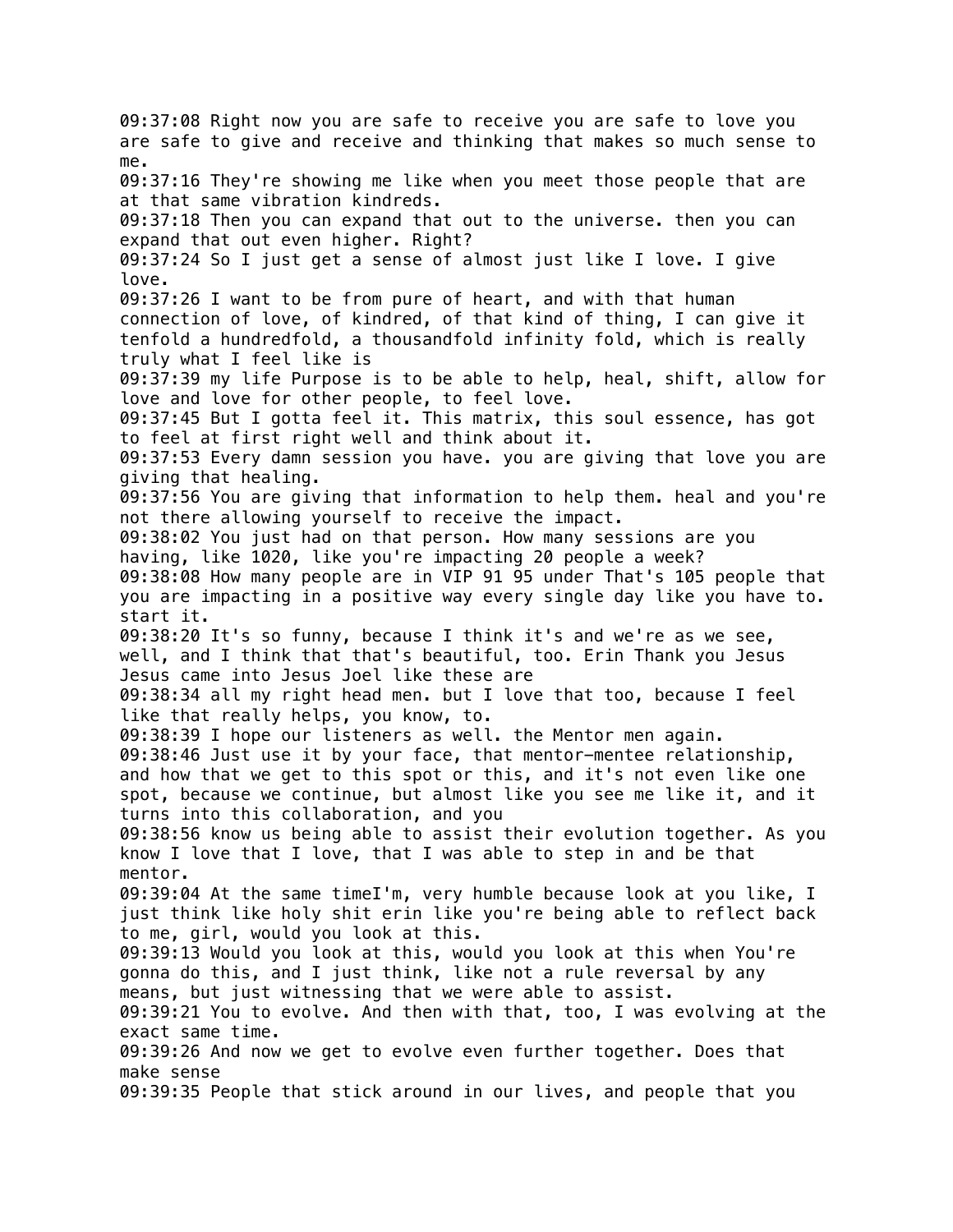09:37:08 Right now you are safe to receive you are safe to love you are safe to give and receive and thinking that makes so much sense to me.
09:37:16 They're showing me like when you meet those people that are at that same vibration kindreds.
09:37:18 Then you can expand that out to the universe. then you can expand that out even higher. Right?
09:37:24 So I just get a sense of almost just like I love. I give love.
09:37:26 I want to be from pure of heart, and with that human connection of love, of kindred, of that kind of thing, I can give it tenfold a hundredfold, a thousandfold infinity fold, which is really truly what I feel like is
09:37:39 my life Purpose is to be able to help, heal, shift, allow for love and love for other people, to feel love.
09:37:45 But I gotta feel it. This matrix, this soul essence, has got to feel at first right well and think about it.
09:37:53 Every damn session you have. you are giving that love you are giving that healing.
09:37:56 You are giving that information to help them. heal and you're not there allowing yourself to receive the impact.
09:38:02 You just had on that person. How many sessions are you having, like 1020, like you're impacting 20 people a week?
09:38:08 How many people are in VIP 91 95 under That's 105 people that you are impacting in a positive way every single day like you have to. start it.
09:38:20 It's so funny, because I think it's and we're as we see, well, and I think that that's beautiful, too. Erin Thank you Jesus Jesus came into Jesus Joel like these are
09:38:34 all my right head men. but I love that too, because I feel like that really helps, you know, to.
09:38:39 I hope our listeners as well. the Mentor men again.
09:38:46 Just use it by your face, that mentor-mentee relationship, and how that we get to this spot or this, and it's not even like one spot, because we continue, but almost like you see me like it, and it turns into this collaboration, and you
09:38:56 know us being able to assist their evolution together. As you know I love that I love, that I was able to step in and be that mentor.
09:39:04 At the same timeI'm, very humble because look at you like, I just think like holy shit erin like you're being able to reflect back to me, girl, would you look at this.
09:39:13 Would you look at this, would you look at this when You're gonna do this, and I just think, like not a rule reversal by any means, but just witnessing that we were able to assist.
09:39:21 You to evolve. And then with that, too, I was evolving at the exact same time.
09:39:26 And now we get to evolve even further together. Does that make sense
09:39:35 People that stick around in our lives, and people that you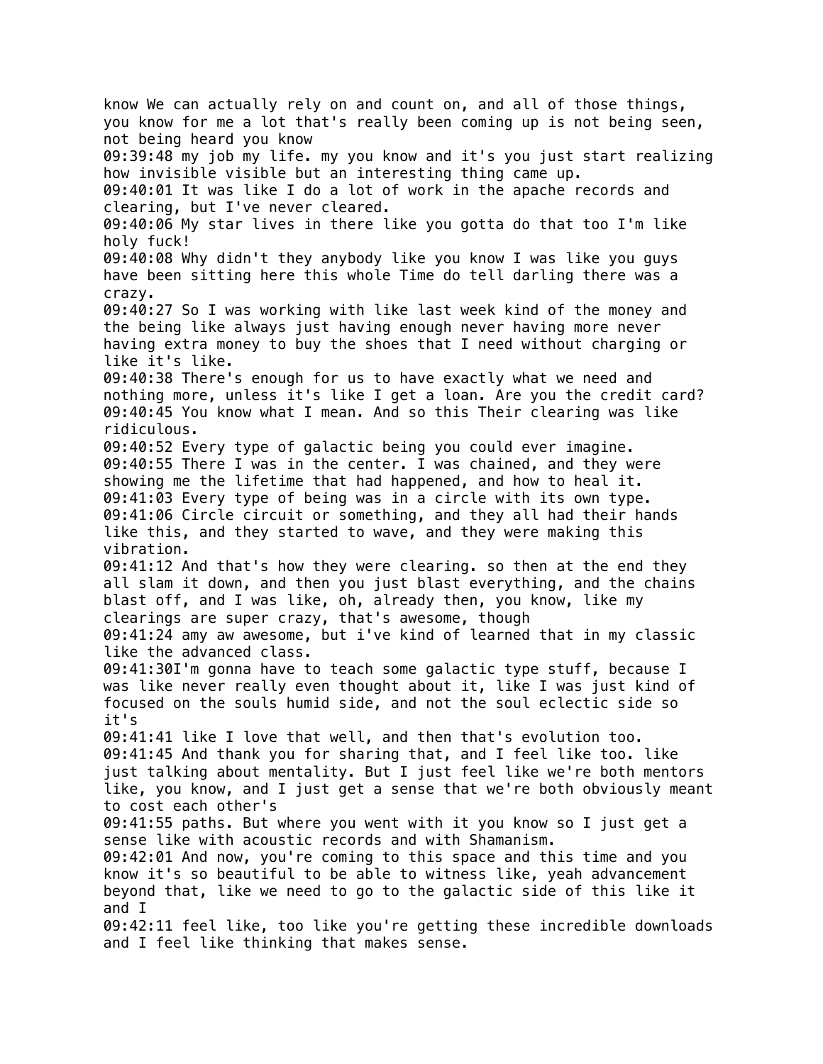know We can actually rely on and count on, and all of those things, you know for me a lot that's really been coming up is not being seen, not being heard you know
09:39:48 my job my life. my you know and it's you just start realizing how invisible visible but an interesting thing came up.
09:40:01 It was like I do a lot of work in the apache records and clearing, but I've never cleared.
09:40:06 My star lives in there like you gotta do that too I'm like holy fuck!
09:40:08 Why didn't they anybody like you know I was like you guys have been sitting here this whole Time do tell darling there was a crazy.
09:40:27 So I was working with like last week kind of the money and the being like always just having enough never having more never having extra money to buy the shoes that I need without charging or like it's like.
09:40:38 There's enough for us to have exactly what we need and nothing more, unless it's like I get a loan. Are you the credit card?
09:40:45 You know what I mean. And so this Their clearing was like ridiculous.
09:40:52 Every type of galactic being you could ever imagine.
09:40:55 There I was in the center. I was chained, and they were showing me the lifetime that had happened, and how to heal it.
09:41:03 Every type of being was in a circle with its own type.
09:41:06 Circle circuit or something, and they all had their hands like this, and they started to wave, and they were making this vibration.
09:41:12 And that's how they were clearing. so then at the end they all slam it down, and then you just blast everything, and the chains blast off, and I was like, oh, already then, you know, like my clearings are super crazy, that's awesome, though
09:41:24 amy aw awesome, but i've kind of learned that in my classic like the advanced class.
09:41:30I'm gonna have to teach some galactic type stuff, because I was like never really even thought about it, like I was just kind of focused on the souls humid side, and not the soul eclectic side so it's
09:41:41 like I love that well, and then that's evolution too.
09:41:45 And thank you for sharing that, and I feel like too. like just talking about mentality. But I just feel like we're both mentors like, you know, and I just get a sense that we're both obviously meant to cost each other's
09:41:55 paths. But where you went with it you know so I just get a sense like with acoustic records and with Shamanism.
09:42:01 And now, you're coming to this space and this time and you know it's so beautiful to be able to witness like, yeah advancement beyond that, like we need to go to the galactic side of this like it and I
09:42:11 feel like, too like you're getting these incredible downloads and I feel like thinking that makes sense.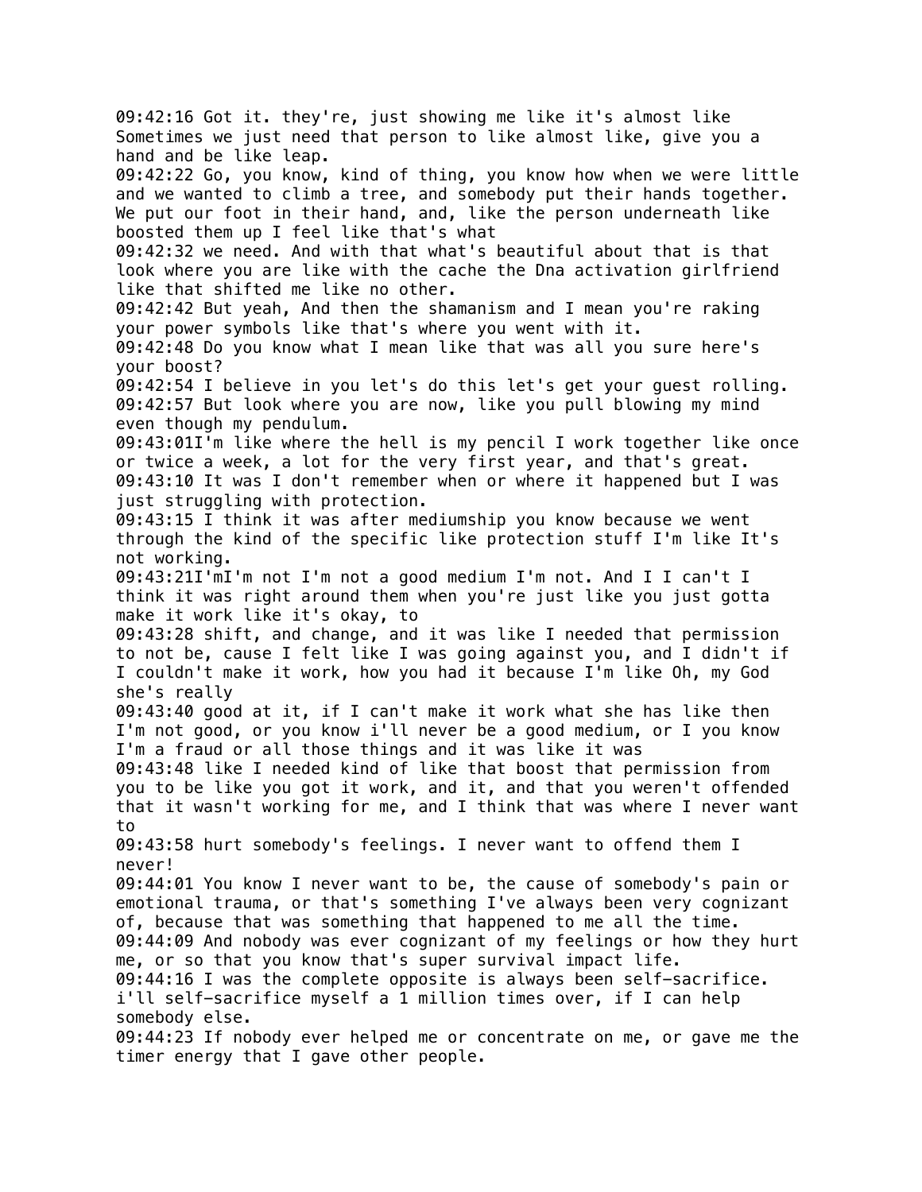09:42:16 Got it. they're, just showing me like it's almost like Sometimes we just need that person to like almost like, give you a hand and be like leap.

09:42:22 Go, you know, kind of thing, you know how when we were little and we wanted to climb a tree, and somebody put their hands together. We put our foot in their hand, and, like the person underneath like boosted them up I feel like that's what

09:42:32 we need. And with that what's beautiful about that is that look where you are like with the cache the Dna activation girlfriend like that shifted me like no other.

09:42:42 But yeah, And then the shamanism and I mean you're raking your power symbols like that's where you went with it.

09:42:48 Do you know what I mean like that was all you sure here's your boost?

09:42:54 I believe in you let's do this let's get your guest rolling.

09:42:57 But look where you are now, like you pull blowing my mind even though my pendulum.

09:43:01I'm like where the hell is my pencil I work together like once or twice a week, a lot for the very first year, and that's great.

09:43:10 It was I don't remember when or where it happened but I was just struggling with protection.

09:43:15 I think it was after mediumship you know because we went through the kind of the specific like protection stuff I'm like It's not working.

09:43:21I'mI'm not I'm not a good medium I'm not. And I I can't I think it was right around them when you're just like you just gotta make it work like it's okay, to

09:43:28 shift, and change, and it was like I needed that permission to not be, cause I felt like I was going against you, and I didn't if I couldn't make it work, how you had it because I'm like Oh, my God she's really

09:43:40 good at it, if I can't make it work what she has like then I'm not good, or you know i'll never be a good medium, or I you know I'm a fraud or all those things and it was like it was

09:43:48 like I needed kind of like that boost that permission from you to be like you got it work, and it, and that you weren't offended that it wasn't working for me, and I think that was where I never want to

09:43:58 hurt somebody's feelings. I never want to offend them I never!

09:44:01 You know I never want to be, the cause of somebody's pain or emotional trauma, or that's something I've always been very cognizant of, because that was something that happened to me all the time.

09:44:09 And nobody was ever cognizant of my feelings or how they hurt me, or so that you know that's super survival impact life.

09:44:16 I was the complete opposite is always been self-sacrifice. i'll self-sacrifice myself a 1 million times over, if I can help somebody else.

09:44:23 If nobody ever helped me or concentrate on me, or gave me the timer energy that I gave other people.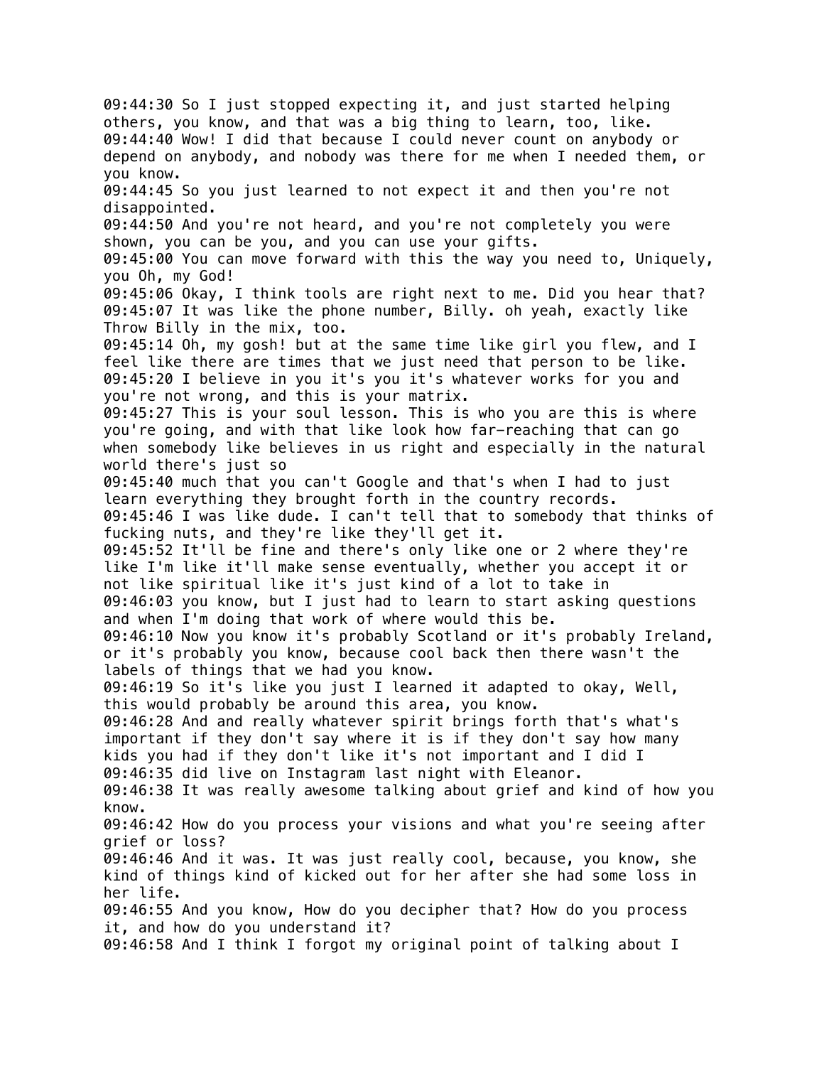09:44:30 So I just stopped expecting it, and just started helping others, you know, and that was a big thing to learn, too, like.
09:44:40 Wow! I did that because I could never count on anybody or depend on anybody, and nobody was there for me when I needed them, or you know.
09:44:45 So you just learned to not expect it and then you're not disappointed.
09:44:50 And you're not heard, and you're not completely you were shown, you can be you, and you can use your gifts.
09:45:00 You can move forward with this the way you need to, Uniquely, you Oh, my God!
09:45:06 Okay, I think tools are right next to me. Did you hear that?
09:45:07 It was like the phone number, Billy. oh yeah, exactly like Throw Billy in the mix, too.
09:45:14 Oh, my gosh! but at the same time like girl you flew, and I feel like there are times that we just need that person to be like.
09:45:20 I believe in you it's you it's whatever works for you and you're not wrong, and this is your matrix.
09:45:27 This is your soul lesson. This is who you are this is where you're going, and with that like look how far-reaching that can go when somebody like believes in us right and especially in the natural world there's just so
09:45:40 much that you can't Google and that's when I had to just learn everything they brought forth in the country records.
09:45:46 I was like dude. I can't tell that to somebody that thinks of fucking nuts, and they're like they'll get it.
09:45:52 It'll be fine and there's only like one or 2 where they're like I'm like it'll make sense eventually, whether you accept it or not like spiritual like it's just kind of a lot to take in
09:46:03 you know, but I just had to learn to start asking questions and when I'm doing that work of where would this be.
09:46:10 Now you know it's probably Scotland or it's probably Ireland, or it's probably you know, because cool back then there wasn't the labels of things that we had you know.
09:46:19 So it's like you just I learned it adapted to okay, Well, this would probably be around this area, you know.
09:46:28 And and really whatever spirit brings forth that's what's important if they don't say where it is if they don't say how many kids you had if they don't like it's not important and I did I
09:46:35 did live on Instagram last night with Eleanor.
09:46:38 It was really awesome talking about grief and kind of how you know.
09:46:42 How do you process your visions and what you're seeing after grief or loss?
09:46:46 And it was. It was just really cool, because, you know, she kind of things kind of kicked out for her after she had some loss in her life.
09:46:55 And you know, How do you decipher that? How do you process it, and how do you understand it?
09:46:58 And I think I forgot my original point of talking about I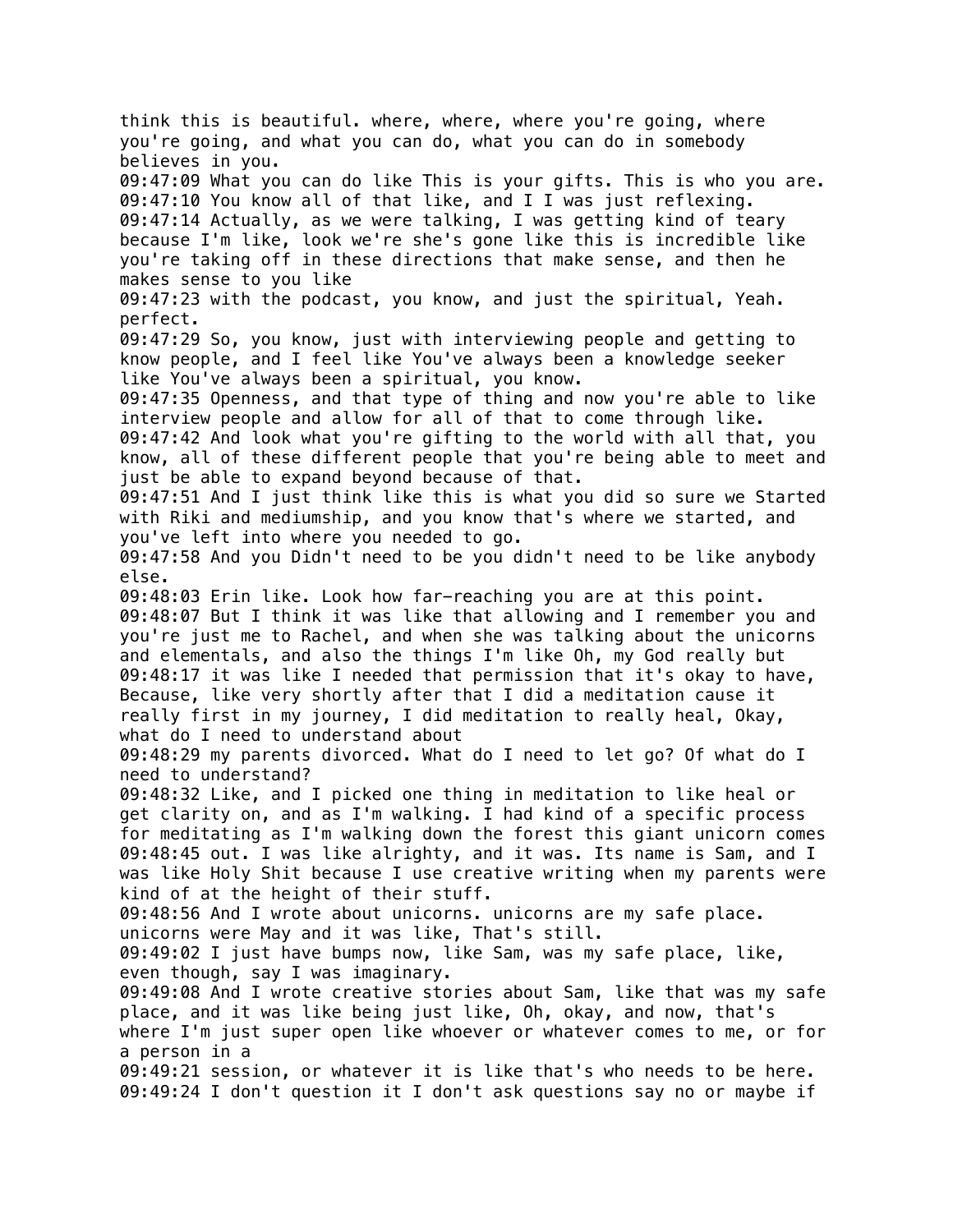think this is beautiful. where, where, where you're going, where you're going, and what you can do, what you can do in somebody believes in you.

09:47:09 What you can do like This is your gifts. This is who you are.

09:47:10 You know all of that like, and I I was just reflexing.

09:47:14 Actually, as we were talking, I was getting kind of teary because I'm like, look we're she's gone like this is incredible like you're taking off in these directions that make sense, and then he makes sense to you like

09:47:23 with the podcast, you know, and just the spiritual, Yeah. perfect.

09:47:29 So, you know, just with interviewing people and getting to know people, and I feel like You've always been a knowledge seeker like You've always been a spiritual, you know.

09:47:35 Openness, and that type of thing and now you're able to like interview people and allow for all of that to come through like.

09:47:42 And look what you're gifting to the world with all that, you know, all of these different people that you're being able to meet and just be able to expand beyond because of that.

09:47:51 And I just think like this is what you did so sure we Started with Riki and mediumship, and you know that's where we started, and you've left into where you needed to go.

09:47:58 And you Didn't need to be you didn't need to be like anybody else.

09:48:03 Erin like. Look how far-reaching you are at this point.

09:48:07 But I think it was like that allowing and I remember you and you're just me to Rachel, and when she was talking about the unicorns and elementals, and also the things I'm like Oh, my God really but

09:48:17 it was like I needed that permission that it's okay to have, Because, like very shortly after that I did a meditation cause it really first in my journey, I did meditation to really heal, Okay, what do I need to understand about

09:48:29 my parents divorced. What do I need to let go? Of what do I need to understand?

09:48:32 Like, and I picked one thing in meditation to like heal or get clarity on, and as I'm walking. I had kind of a specific process for meditating as I'm walking down the forest this giant unicorn comes

09:48:45 out. I was like alrighty, and it was. Its name is Sam, and I was like Holy Shit because I use creative writing when my parents were kind of at the height of their stuff.

09:48:56 And I wrote about unicorns. unicorns are my safe place. unicorns were May and it was like, That's still.

09:49:02 I just have bumps now, like Sam, was my safe place, like, even though, say I was imaginary.

09:49:08 And I wrote creative stories about Sam, like that was my safe place, and it was like being just like, Oh, okay, and now, that's where I'm just super open like whoever or whatever comes to me, or for a person in a

09:49:21 session, or whatever it is like that's who needs to be here.

09:49:24 I don't question it I don't ask questions say no or maybe if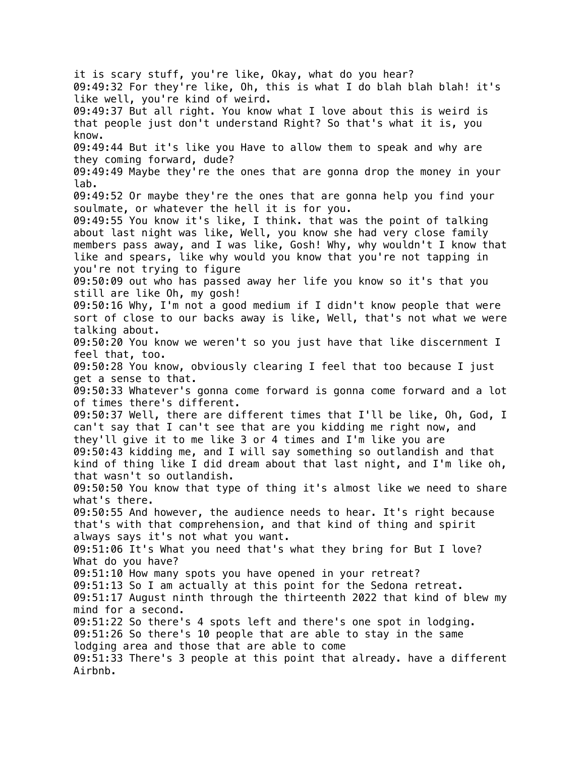it is scary stuff, you're like, Okay, what do you hear?
09:49:32 For they're like, Oh, this is what I do blah blah blah! it's like well, you're kind of weird.
09:49:37 But all right. You know what I love about this is weird is that people just don't understand Right? So that's what it is, you know.
09:49:44 But it's like you Have to allow them to speak and why are they coming forward, dude?
09:49:49 Maybe they're the ones that are gonna drop the money in your lab.
09:49:52 Or maybe they're the ones that are gonna help you find your soulmate, or whatever the hell it is for you.
09:49:55 You know it's like, I think. that was the point of talking about last night was like, Well, you know she had very close family members pass away, and I was like, Gosh! Why, why wouldn't I know that like and spears, like why would you know that you're not tapping in you're not trying to figure
09:50:09 out who has passed away her life you know so it's that you still are like Oh, my gosh!
09:50:16 Why, I'm not a good medium if I didn't know people that were sort of close to our backs away is like, Well, that's not what we were talking about.
09:50:20 You know we weren't so you just have that like discernment I feel that, too.
09:50:28 You know, obviously clearing I feel that too because I just get a sense to that.
09:50:33 Whatever's gonna come forward is gonna come forward and a lot of times there's different.
09:50:37 Well, there are different times that I'll be like, Oh, God, I can't say that I can't see that are you kidding me right now, and they'll give it to me like 3 or 4 times and I'm like you are
09:50:43 kidding me, and I will say something so outlandish and that kind of thing like I did dream about that last night, and I'm like oh, that wasn't so outlandish.
09:50:50 You know that type of thing it's almost like we need to share what's there.
09:50:55 And however, the audience needs to hear. It's right because that's with that comprehension, and that kind of thing and spirit always says it's not what you want.
09:51:06 It's What you need that's what they bring for But I love? What do you have?
09:51:10 How many spots you have opened in your retreat?
09:51:13 So I am actually at this point for the Sedona retreat.
09:51:17 August ninth through the thirteenth 2022 that kind of blew my mind for a second.
09:51:22 So there's 4 spots left and there's one spot in lodging.
09:51:26 So there's 10 people that are able to stay in the same lodging area and those that are able to come
09:51:33 There's 3 people at this point that already. have a different Airbnb.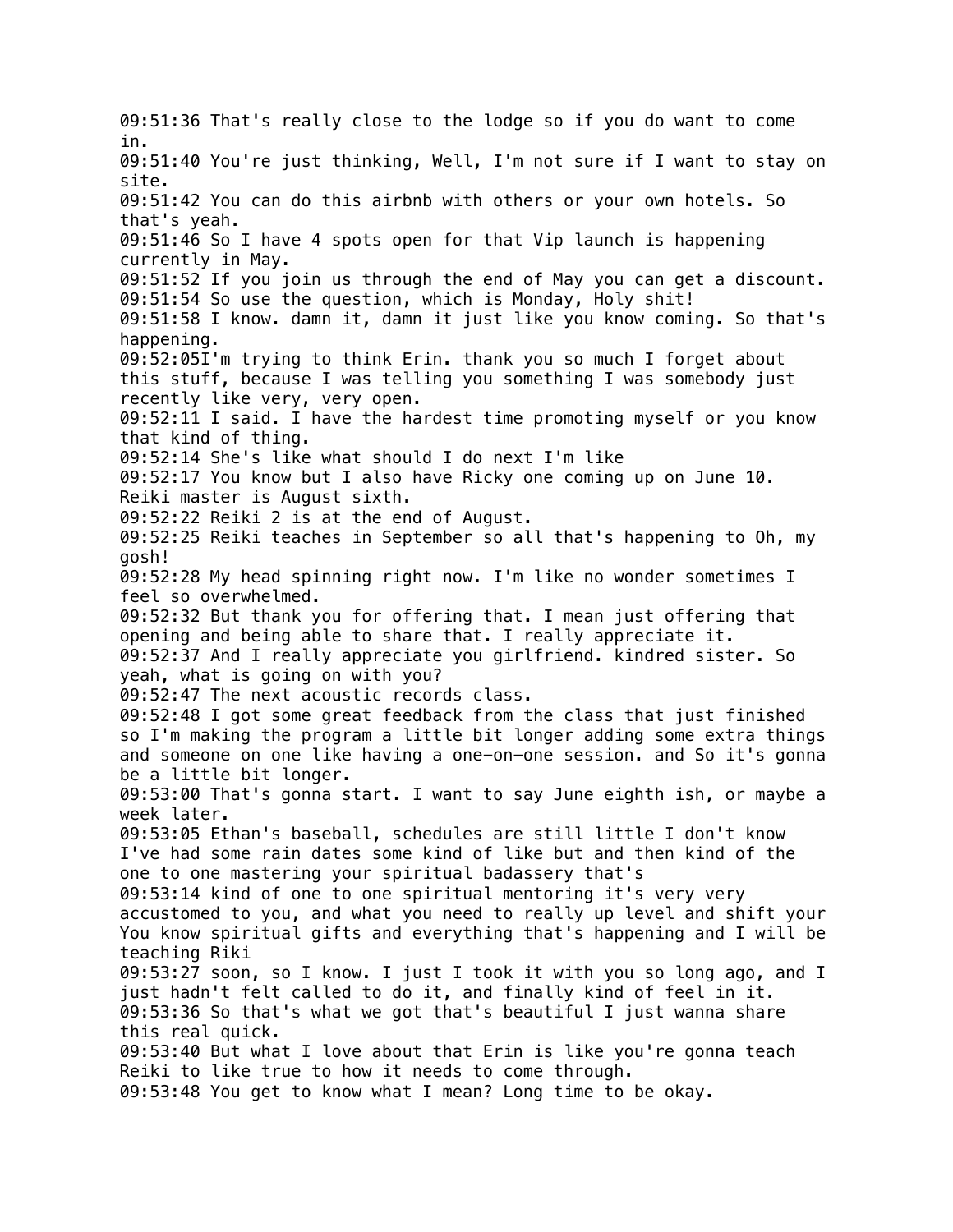09:51:36 That's really close to the lodge so if you do want to come in.
09:51:40 You're just thinking, Well, I'm not sure if I want to stay on site.
09:51:42 You can do this airbnb with others or your own hotels. So that's yeah.
09:51:46 So I have 4 spots open for that Vip launch is happening currently in May.
09:51:52 If you join us through the end of May you can get a discount.
09:51:54 So use the question, which is Monday, Holy shit!
09:51:58 I know. damn it, damn it just like you know coming. So that's happening.
09:52:05I'm trying to think Erin. thank you so much I forget about this stuff, because I was telling you something I was somebody just recently like very, very open.
09:52:11 I said. I have the hardest time promoting myself or you know that kind of thing.
09:52:14 She's like what should I do next I'm like
09:52:17 You know but I also have Ricky one coming up on June 10. Reiki master is August sixth.
09:52:22 Reiki 2 is at the end of August.
09:52:25 Reiki teaches in September so all that's happening to Oh, my gosh!
09:52:28 My head spinning right now. I'm like no wonder sometimes I feel so overwhelmed.
09:52:32 But thank you for offering that. I mean just offering that opening and being able to share that. I really appreciate it.
09:52:37 And I really appreciate you girlfriend. kindred sister. So yeah, what is going on with you?
09:52:47 The next acoustic records class.
09:52:48 I got some great feedback from the class that just finished so I'm making the program a little bit longer adding some extra things and someone on one like having a one-on-one session. and So it's gonna be a little bit longer.
09:53:00 That's gonna start. I want to say June eighth ish, or maybe a week later.
09:53:05 Ethan's baseball, schedules are still little I don't know I've had some rain dates some kind of like but and then kind of the one to one mastering your spiritual badassery that's
09:53:14 kind of one to one spiritual mentoring it's very very accustomed to you, and what you need to really up level and shift your You know spiritual gifts and everything that's happening and I will be teaching Riki
09:53:27 soon, so I know. I just I took it with you so long ago, and I just hadn't felt called to do it, and finally kind of feel in it.
09:53:36 So that's what we got that's beautiful I just wanna share this real quick.
09:53:40 But what I love about that Erin is like you're gonna teach Reiki to like true to how it needs to come through.
09:53:48 You get to know what I mean? Long time to be okay.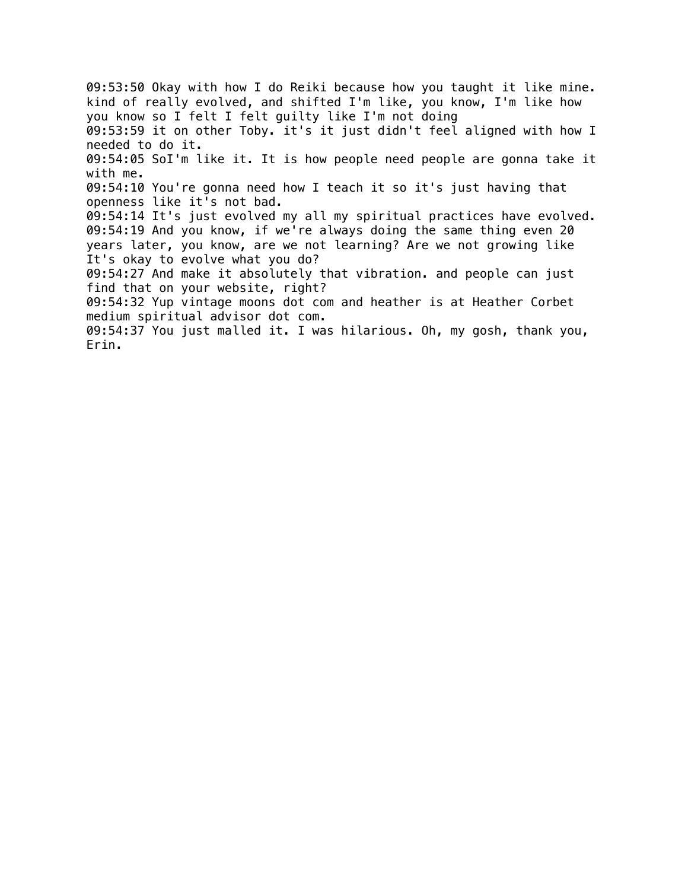09:53:50 Okay with how I do Reiki because how you taught it like mine. kind of really evolved, and shifted I'm like, you know, I'm like how you know so I felt I felt guilty like I'm not doing
09:53:59 it on other Toby. it's it just didn't feel aligned with how I needed to do it.
09:54:05 SoI'm like it. It is how people need people are gonna take it with me.
09:54:10 You're gonna need how I teach it so it's just having that openness like it's not bad.
09:54:14 It's just evolved my all my spiritual practices have evolved.
09:54:19 And you know, if we're always doing the same thing even 20 years later, you know, are we not learning? Are we not growing like It's okay to evolve what you do?
09:54:27 And make it absolutely that vibration. and people can just find that on your website, right?
09:54:32 Yup vintage moons dot com and heather is at Heather Corbet medium spiritual advisor dot com.
09:54:37 You just malled it. I was hilarious. Oh, my gosh, thank you, Erin.